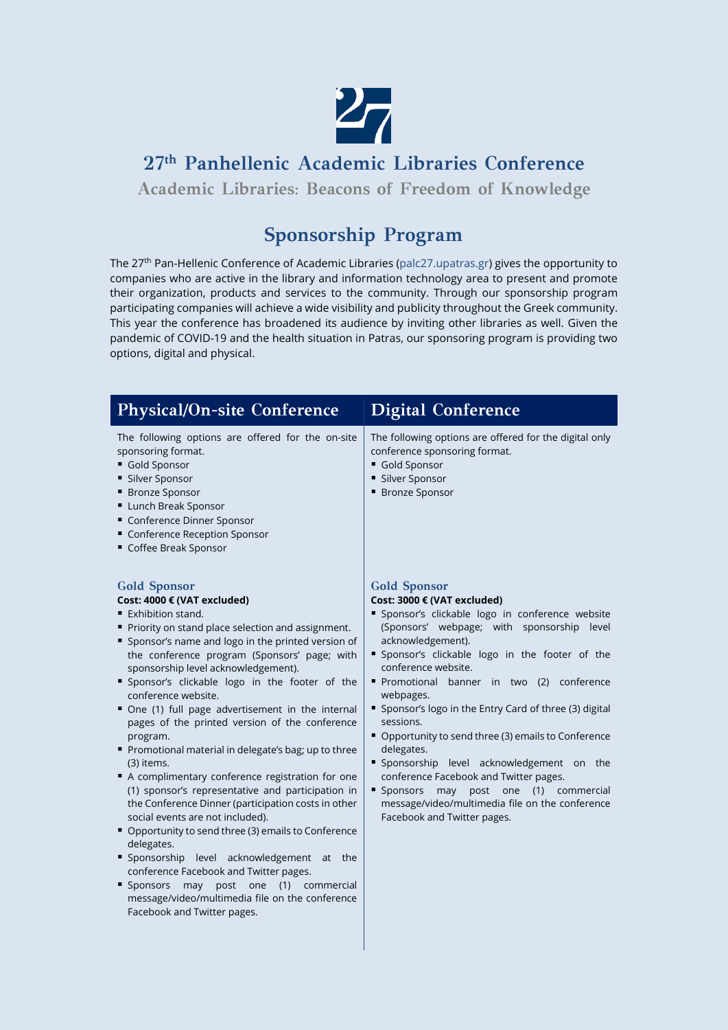# 27th Panhellenic Academic Libraries Conference

## Academic Libraries: Beacons of Freedom of Knowledge

## Sponsorship Program

The 27th Pan-Hellenic Conference of Academic Libraries (palc27.upatras.gr) gives the opportunity to companies who are active in the library and information technology area to present and promote their organization, products and services to the community. Through our sponsorship program participating companies will achieve a wide visibility and publicity throughout the Greek community. This year the conference has broadened its audience by inviting other libraries as well. Given the pandemic of COVID-19 and the health situation in Patras, our sponsoring program is providing two options, digital and physical.

## Physical/On-site Conference

The following options are offered for the on-site sponsoring format.

- Gold Sponsor
- Silver Sponsor
- Bronze Sponsor
- Lunch Break Sponsor
- Conference Dinner Sponsor
- Conference Reception Sponsor
- Coffee Break Sponsor

### Gold Sponsor

**Cost: 4000 € (VAT excluded)**

- Exhibition stand.
- Priority on stand place selection and assignment.
- Sponsor's name and logo in the printed version of the conference program (Sponsors' page; with sponsorship level acknowledgement).
- Sponsor's clickable logo in the footer of the conference website.
- One (1) full page advertisement in the internal pages of the printed version of the conference program.
- Promotional material in delegate's bag; up to three (3) items.
- A complimentary conference registration for one (1) sponsor's representative and participation in the Conference Dinner (participation costs in other social events are not included).
- Opportunity to send three (3) emails to Conference delegates.
- Sponsorship level acknowledgement at the conference Facebook and Twitter pages.
- Sponsors may post one (1) commercial message/video/multimedia file on the conference Facebook and Twitter pages.

## Digital Conference

The following options are offered for the digital only conference sponsoring format.

- Gold Sponsor
- Silver Sponsor
- Bronze Sponsor

### Gold Sponsor

**Cost: 3000 € (VAT excluded)**

- Sponsor's clickable logo in conference website (Sponsors' webpage; with sponsorship level acknowledgement).
- Sponsor's clickable logo in the footer of the conference website.
- Promotional banner in two (2) conference webpages.
- Sponsor's logo in the Entry Card of three (3) digital sessions.
- Opportunity to send three (3) emails to Conference delegates.
- Sponsorship level acknowledgement on the conference Facebook and Twitter pages.
- Sponsors may post one (1) commercial message/video/multimedia file on the conference Facebook and Twitter pages.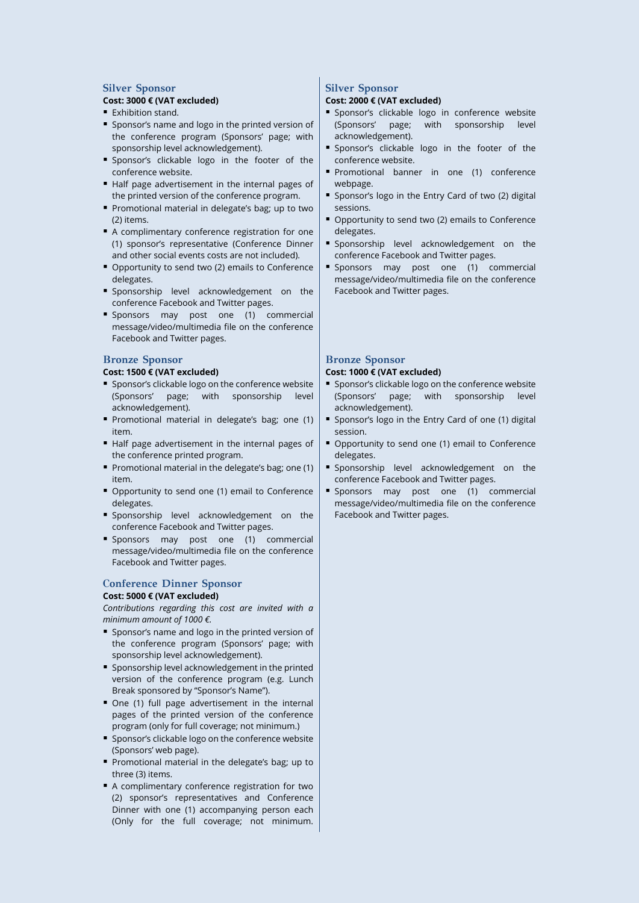## Silver Sponsor

**Cost: 3000 € (VAT excluded)**

- Exhibition stand.
- Sponsor's name and logo in the printed version of the conference program (Sponsors' page; with sponsorship level acknowledgement).
- Sponsor's clickable logo in the footer of the conference website.
- Half page advertisement in the internal pages of the printed version of the conference program.
- Promotional material in delegate's bag; up to two (2) items.
- A complimentary conference registration for one (1) sponsor's representative (Conference Dinner and other social events costs are not included).
- Opportunity to send two (2) emails to Conference delegates.
- Sponsorship level acknowledgement on the conference Facebook and Twitter pages.
- Sponsors may post one (1) commercial message/video/multimedia file on the conference Facebook and Twitter pages.

## Bronze Sponsor

**Cost: 1500 € (VAT excluded)**

- Sponsor's clickable logo on the conference website (Sponsors' page; with sponsorship level acknowledgement).
- Promotional material in delegate's bag; one (1) item.
- Half page advertisement in the internal pages of the conference printed program.
- Promotional material in the delegate's bag; one (1) item.
- Opportunity to send one (1) email to Conference delegates.
- Sponsorship level acknowledgement on the conference Facebook and Twitter pages.
- Sponsors may post one (1) commercial message/video/multimedia file on the conference Facebook and Twitter pages.

## Conference Dinner Sponsor

**Cost: 5000 € (VAT excluded)**

*Contributions regarding this cost are invited with a minimum amount of 1000 €.*

- Sponsor's name and logo in the printed version of the conference program (Sponsors' page; with sponsorship level acknowledgement).
- Sponsorship level acknowledgement in the printed version of the conference program (e.g. Lunch Break sponsored by "Sponsor's Name").
- One (1) full page advertisement in the internal pages of the printed version of the conference program (only for full coverage; not minimum.)
- Sponsor's clickable logo on the conference website (Sponsors' web page).
- Promotional material in the delegate's bag; up to three (3) items.
- A complimentary conference registration for two (2) sponsor's representatives and Conference Dinner with one (1) accompanying person each (Only for the full coverage; not minimum.

## Silver Sponsor

**Cost: 2000 € (VAT excluded)**

- Sponsor's clickable logo in conference website (Sponsors' page; with sponsorship level acknowledgement).
- Sponsor's clickable logo in the footer of the conference website.
- Promotional banner in one (1) conference webpage.
- Sponsor's logo in the Entry Card of two (2) digital sessions.
- Opportunity to send two (2) emails to Conference delegates.
- Sponsorship level acknowledgement on the conference Facebook and Twitter pages.
- Sponsors may post one (1) commercial message/video/multimedia file on the conference Facebook and Twitter pages.

## Bronze Sponsor

**Cost: 1000 € (VAT excluded)**

- Sponsor's clickable logo on the conference website (Sponsors' page; with sponsorship level acknowledgement).
- Sponsor's logo in the Entry Card of one (1) digital session.
- Opportunity to send one (1) email to Conference delegates.
- Sponsorship level acknowledgement on the conference Facebook and Twitter pages.
- Sponsors may post one (1) commercial message/video/multimedia file on the conference Facebook and Twitter pages.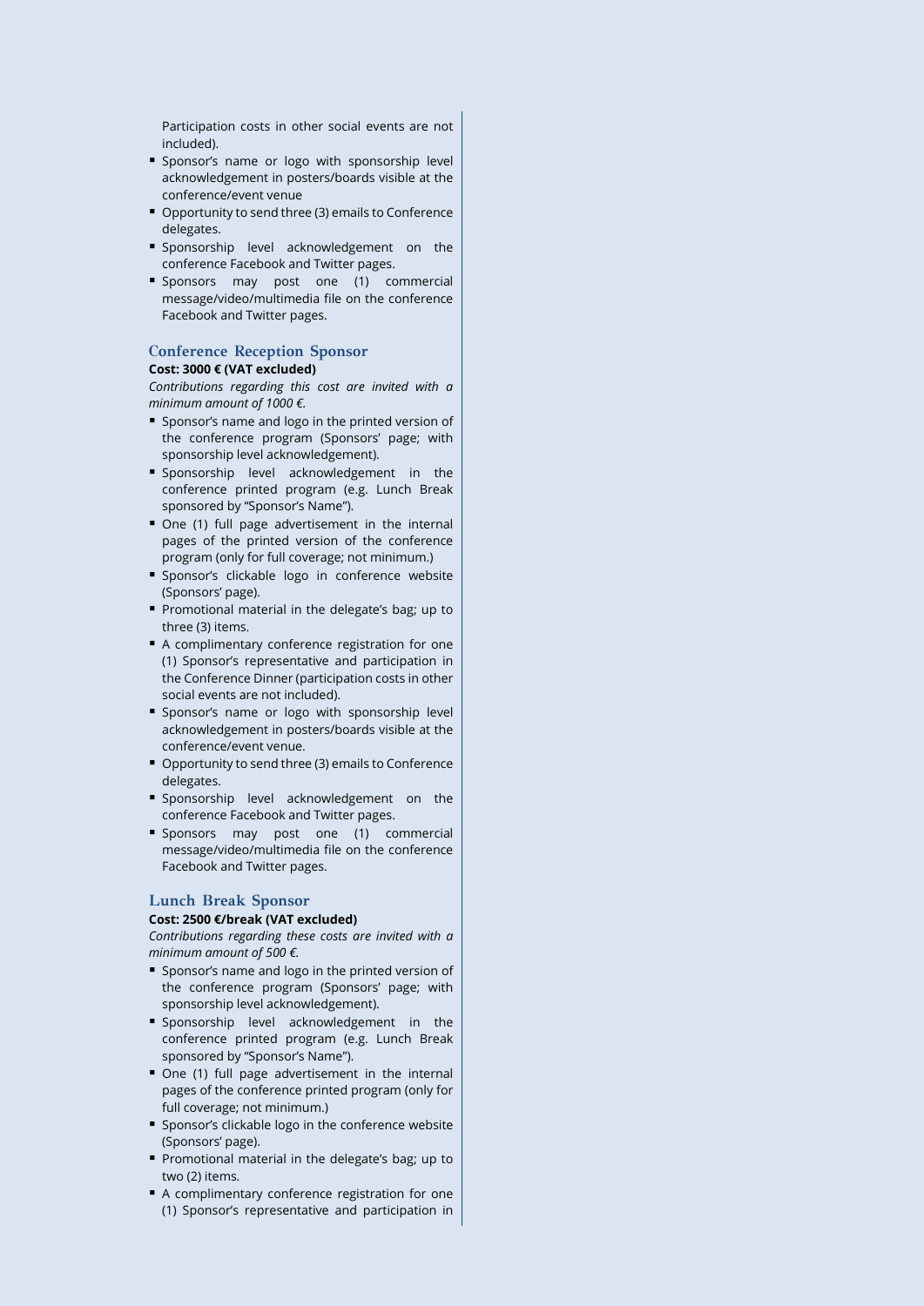Participation costs in other social events are not included).

- Sponsor's name or logo with sponsorship level acknowledgement in posters/boards visible at the conference/event venue
- Opportunity to send three (3) emails to Conference delegates.
- Sponsorship level acknowledgement on the conference Facebook and Twitter pages.
- Sponsors may post one (1) commercial message/video/multimedia file on the conference Facebook and Twitter pages.

### Conference Reception Sponsor

**Cost: 3000 € (VAT excluded)**

*Contributions regarding this cost are invited with a minimum amount of 1000 €.*

- Sponsor's name and logo in the printed version of the conference program (Sponsors' page; with sponsorship level acknowledgement).
- Sponsorship level acknowledgement in the conference printed program (e.g. Lunch Break sponsored by "Sponsor's Name").
- One (1) full page advertisement in the internal pages of the printed version of the conference program (only for full coverage; not minimum.)
- Sponsor's clickable logo in conference website (Sponsors' page).
- Promotional material in the delegate's bag; up to three (3) items.
- A complimentary conference registration for one (1) Sponsor's representative and participation in the Conference Dinner (participation costs in other social events are not included).
- Sponsor's name or logo with sponsorship level acknowledgement in posters/boards visible at the conference/event venue.
- Opportunity to send three (3) emails to Conference delegates.
- Sponsorship level acknowledgement on the conference Facebook and Twitter pages.
- Sponsors may post one (1) commercial message/video/multimedia file on the conference Facebook and Twitter pages.

### Lunch Break Sponsor

**Cost: 2500 €/break (VAT excluded)**

*Contributions regarding these costs are invited with a minimum amount of 500 €.*

- Sponsor's name and logo in the printed version of the conference program (Sponsors' page; with sponsorship level acknowledgement).
- Sponsorship level acknowledgement in the conference printed program (e.g. Lunch Break sponsored by "Sponsor's Name").
- One (1) full page advertisement in the internal pages of the conference printed program (only for full coverage; not minimum.)
- Sponsor's clickable logo in the conference website (Sponsors' page).
- Promotional material in the delegate's bag; up to two (2) items.
- A complimentary conference registration for one (1) Sponsor's representative and participation in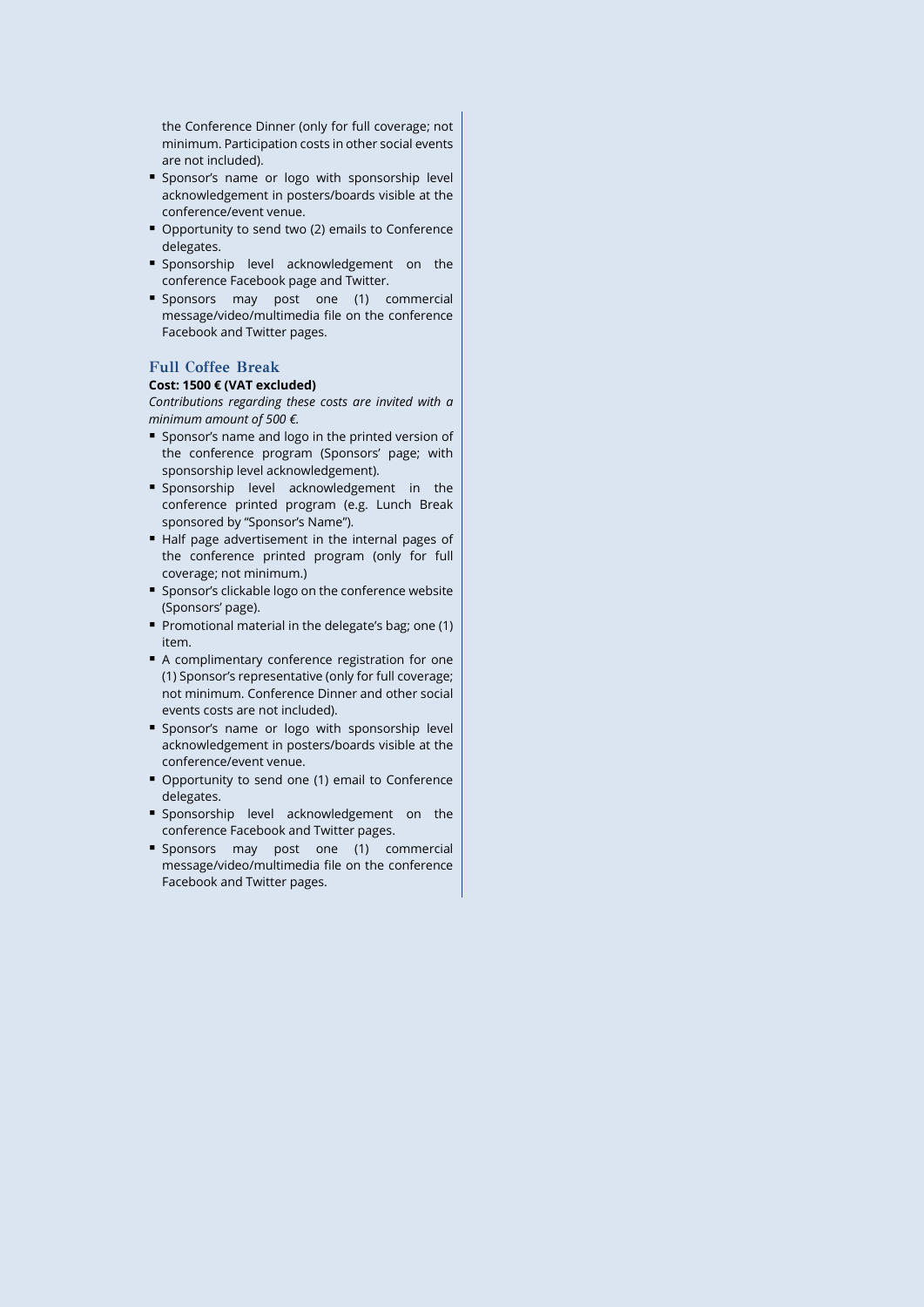the Conference Dinner (only for full coverage; not minimum. Participation costs in other social events are not included).

- Sponsor's name or logo with sponsorship level acknowledgement in posters/boards visible at the conference/event venue.
- Opportunity to send two (2) emails to Conference delegates.
- Sponsorship level acknowledgement on the conference Facebook page and Twitter.
- Sponsors may post one (1) commercial message/video/multimedia file on the conference Facebook and Twitter pages.

### Full Coffee Break

**Cost: 1500 € (VAT excluded)**

*Contributions regarding these costs are invited with a minimum amount of 500 €.*

- Sponsor's name and logo in the printed version of the conference program (Sponsors' page; with sponsorship level acknowledgement).
- Sponsorship level acknowledgement in the conference printed program (e.g. Lunch Break sponsored by "Sponsor's Name").
- Half page advertisement in the internal pages of the conference printed program (only for full coverage; not minimum.)
- Sponsor's clickable logo on the conference website (Sponsors' page).
- Promotional material in the delegate's bag; one (1) item.
- A complimentary conference registration for one (1) Sponsor's representative (only for full coverage; not minimum. Conference Dinner and other social events costs are not included).
- Sponsor's name or logo with sponsorship level acknowledgement in posters/boards visible at the conference/event venue.
- Opportunity to send one (1) email to Conference delegates.
- Sponsorship level acknowledgement on the conference Facebook and Twitter pages.
- Sponsors may post one (1) commercial message/video/multimedia file on the conference Facebook and Twitter pages.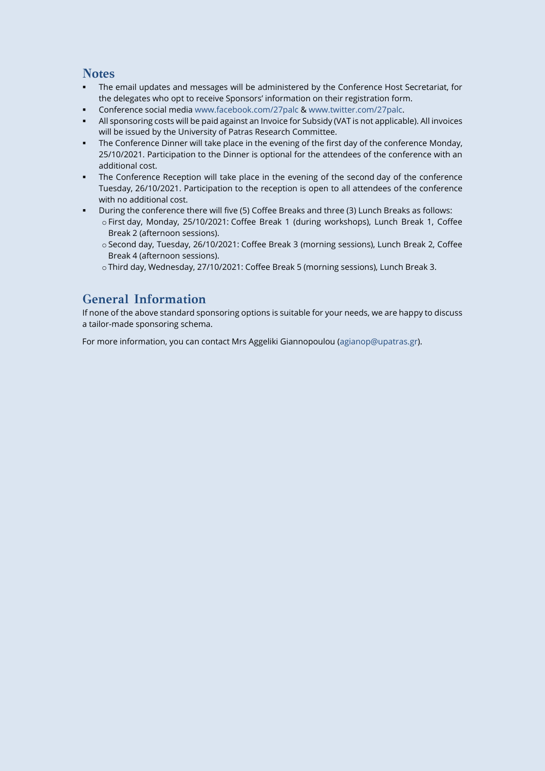## Notes

- The email updates and messages will be administered by the Conference Host Secretariat, for the delegates who opt to receive Sponsors' information on their registration form.
- Conference social media www.facebook.com/27palc & www.twitter.com/27palc.
- All sponsoring costs will be paid against an Invoice for Subsidy (VAT is not applicable). All invoices will be issued by the University of Patras Research Committee.
- The Conference Dinner will take place in the evening of the first day of the conference Monday, 25/10/2021. Participation to the Dinner is optional for the attendees of the conference with an additional cost.
- The Conference Reception will take place in the evening of the second day of the conference Tuesday, 26/10/2021. Participation to the reception is open to all attendees of the conference with no additional cost.
- During the conference there will five (5) Coffee Breaks and three (3) Lunch Breaks as follows:
  - First day, Monday, 25/10/2021: Coffee Break 1 (during workshops), Lunch Break 1, Coffee Break 2 (afternoon sessions).
  - Second day, Tuesday, 26/10/2021: Coffee Break 3 (morning sessions), Lunch Break 2, Coffee Break 4 (afternoon sessions).
  - Third day, Wednesday, 27/10/2021: Coffee Break 5 (morning sessions), Lunch Break 3.

## General Information

If none of the above standard sponsoring options is suitable for your needs, we are happy to discuss a tailor-made sponsoring schema.

For more information, you can contact Mrs Aggeliki Giannopoulou (agianop@upatras.gr).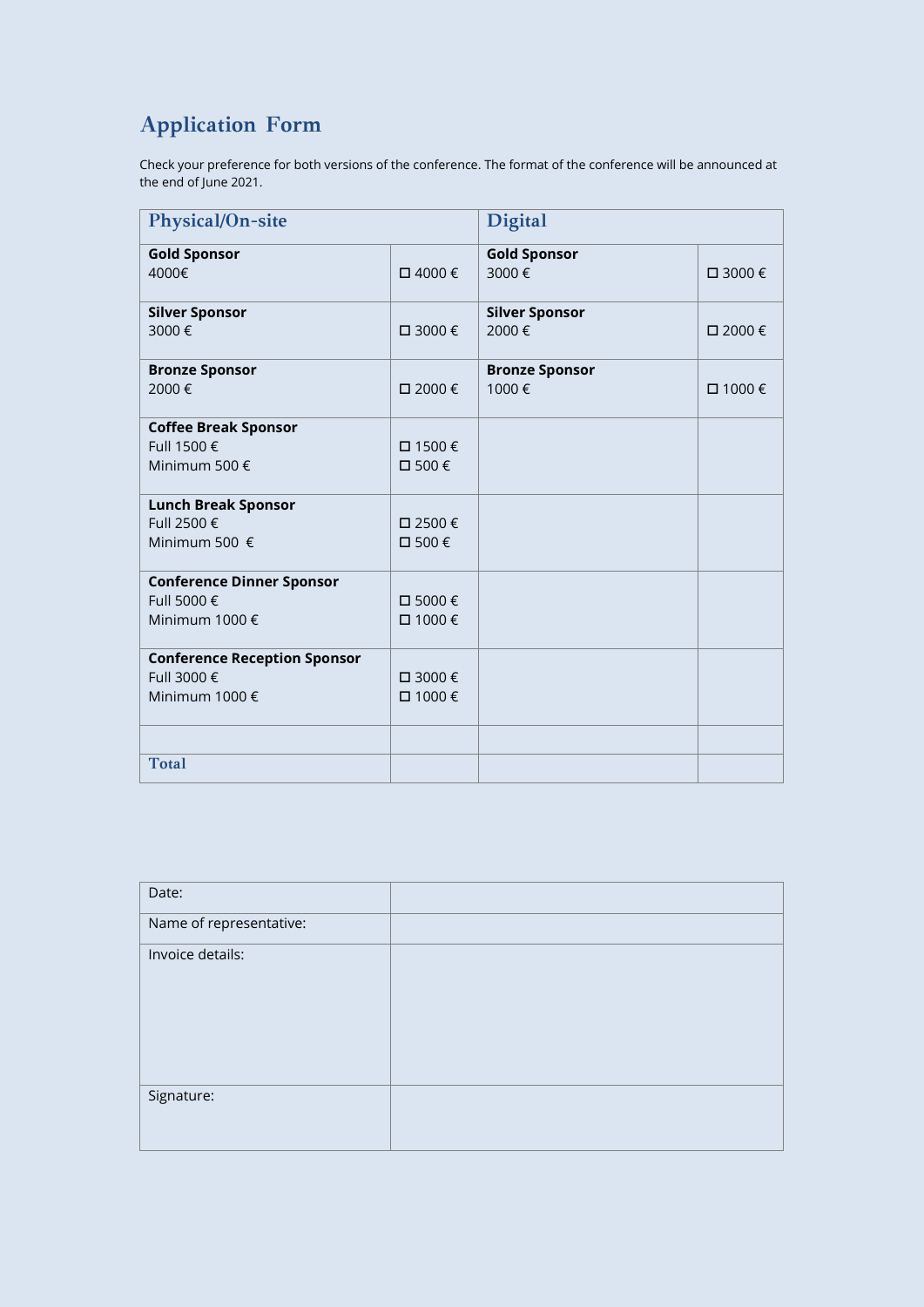## Application Form

Check your preference for both versions of the conference. The format of the conference will be announced at the end of June 2021.

| Physical/On-site | | Digital | |
|---|---|---|---|
| **Gold Sponsor**<br>4000€ | ☐ 4000 € | **Gold Sponsor**<br>3000 € | ☐ 3000 € |
| **Silver Sponsor**<br>3000 € | ☐ 3000 € | **Silver Sponsor**<br>2000 € | ☐ 2000 € |
| **Bronze Sponsor**<br>2000 € | ☐ 2000 € | **Bronze Sponsor**<br>1000 € | ☐ 1000 € |
| **Coffee Break Sponsor**<br>Full 1500 €<br>Minimum 500 € | ☐ 1500 €<br>☐ 500 € | | |
| **Lunch Break Sponsor**<br>Full 2500 €<br>Minimum 500 € | ☐ 2500 €<br>☐ 500 € | | |
| **Conference Dinner Sponsor**<br>Full 5000 €<br>Minimum 1000 € | ☐ 5000 €<br>☐ 1000 € | | |
| **Conference Reception Sponsor**<br>Full 3000 €<br>Minimum 1000 € | ☐ 3000 €<br>☐ 1000 € | | |
| | | | |
| Total | | | |

| | |
|---|---|
| Date: | |
| Name of representative: | |
| Invoice details: | |
| Signature: | |